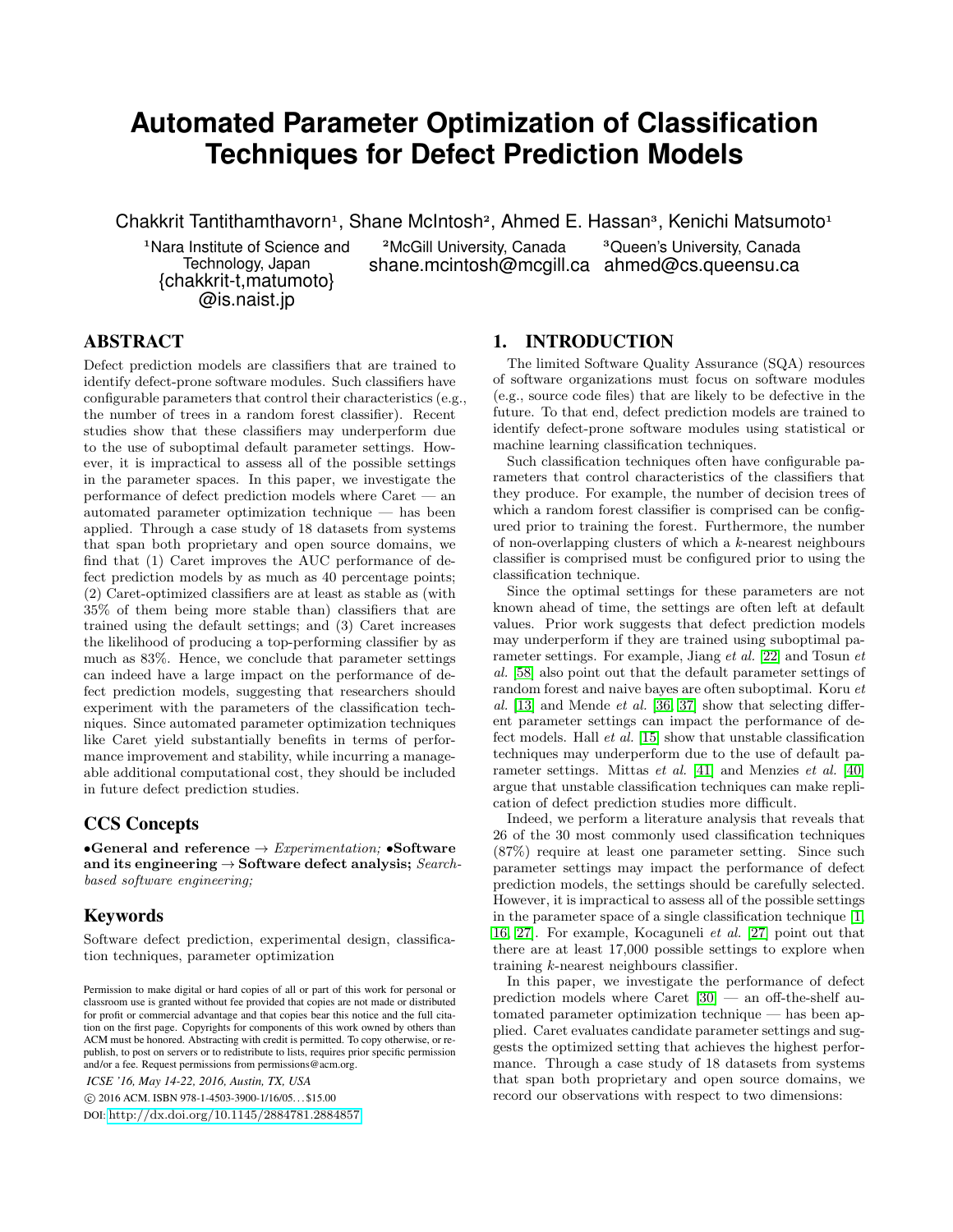# Automated Parameter Optimization of Classification Techniques for Defect Prediction Models

Chakkrit Tantithamthavorn[1], Shane McIntosh[2], Ahmed E. Hassan[3], Kenichi Matsumoto[1]

[1]Nara Institute of Science and Technology, Japan
{chakkrit-t,matumoto}@is.naist.jp

[2]McGill University, Canada
shane.mcintosh@mcgill.ca

[3]Queen's University, Canada
ahmed@cs.queensu.ca

## ABSTRACT

Defect prediction models are classifiers that are trained to identify defect-prone software modules. Such classifiers have configurable parameters that control their characteristics (e.g., the number of trees in a random forest classifier). Recent studies show that these classifiers may underperform due to the use of suboptimal default parameter settings. However, it is impractical to assess all of the possible settings in the parameter spaces. In this paper, we investigate the performance of defect prediction models where Caret — an automated parameter optimization technique — has been applied. Through a case study of 18 datasets from systems that span both proprietary and open source domains, we find that (1) Caret improves the AUC performance of defect prediction models by as much as 40 percentage points; (2) Caret-optimized classifiers are at least as stable as (with 35% of them being more stable than) classifiers that are trained using the default settings; and (3) Caret increases the likelihood of producing a top-performing classifier by as much as 83%. Hence, we conclude that parameter settings can indeed have a large impact on the performance of defect prediction models, suggesting that researchers should experiment with the parameters of the classification techniques. Since automated parameter optimization techniques like Caret yield substantially benefits in terms of performance improvement and stability, while incurring a manageable additional computational cost, they should be included in future defect prediction studies.

## CCS Concepts

•**General and reference** → *Experimentation;* •**Software and its engineering** → **Software defect analysis;** *Search-based software engineering;*

## Keywords

Software defect prediction, experimental design, classification techniques, parameter optimization

Permission to make digital or hard copies of all or part of this work for personal or classroom use is granted without fee provided that copies are not made or distributed for profit or commercial advantage and that copies bear this notice and the full citation on the first page. Copyrights for components of this work owned by others than ACM must be honored. Abstracting with credit is permitted. To copy otherwise, or republish, to post on servers or to redistribute to lists, requires prior specific permission and/or a fee. Request permissions from permissions@acm.org.

*ICSE '16, May 14-22, 2016, Austin, TX, USA*
© 2016 ACM. ISBN 978-1-4503-3900-1/16/05…$15.00
DOI: http://dx.doi.org/10.1145/2884781.2884857

## 1. INTRODUCTION

The limited Software Quality Assurance (SQA) resources of software organizations must focus on software modules (e.g., source code files) that are likely to be defective in the future. To that end, defect prediction models are trained to identify defect-prone software modules using statistical or machine learning classification techniques.

Such classification techniques often have configurable parameters that control characteristics of the classifiers that they produce. For example, the number of decision trees of which a random forest classifier is comprised can be configured prior to training the forest. Furthermore, the number of non-overlapping clusters of which a $k$-nearest neighbours classifier is comprised must be configured prior to using the classification technique.

Since the optimal settings for these parameters are not known ahead of time, the settings are often left at default values. Prior work suggests that defect prediction models may underperform if they are trained using suboptimal parameter settings. For example, Jiang *et al.* [22] and Tosun *et al.* [58] also point out that the default parameter settings of random forest and naive bayes are often suboptimal. Koru *et al.* [13] and Mende *et al.* [36, 37] show that selecting different parameter settings can impact the performance of defect models. Hall *et al.* [15] show that unstable classification techniques may underperform due to the use of default parameter settings. Mittas *et al.* [41] and Menzies *et al.* [40] argue that unstable classification techniques can make replication of defect prediction studies more difficult.

Indeed, we perform a literature analysis that reveals that 26 of the 30 most commonly used classification techniques (87%) require at least one parameter setting. Since such parameter settings may impact the performance of defect prediction models, the settings should be carefully selected. However, it is impractical to assess all of the possible settings in the parameter space of a single classification technique [1, 16, 27]. For example, Kocaguneli *et al.* [27] point out that there are at least 17,000 possible settings to explore when training $k$-nearest neighbours classifier.

In this paper, we investigate the performance of defect prediction models where Caret [30] — an off-the-shelf automated parameter optimization technique — has been applied. Caret evaluates candidate parameter settings and suggests the optimized setting that achieves the highest performance. Through a case study of 18 datasets from systems that span both proprietary and open source domains, we record our observations with respect to two dimensions: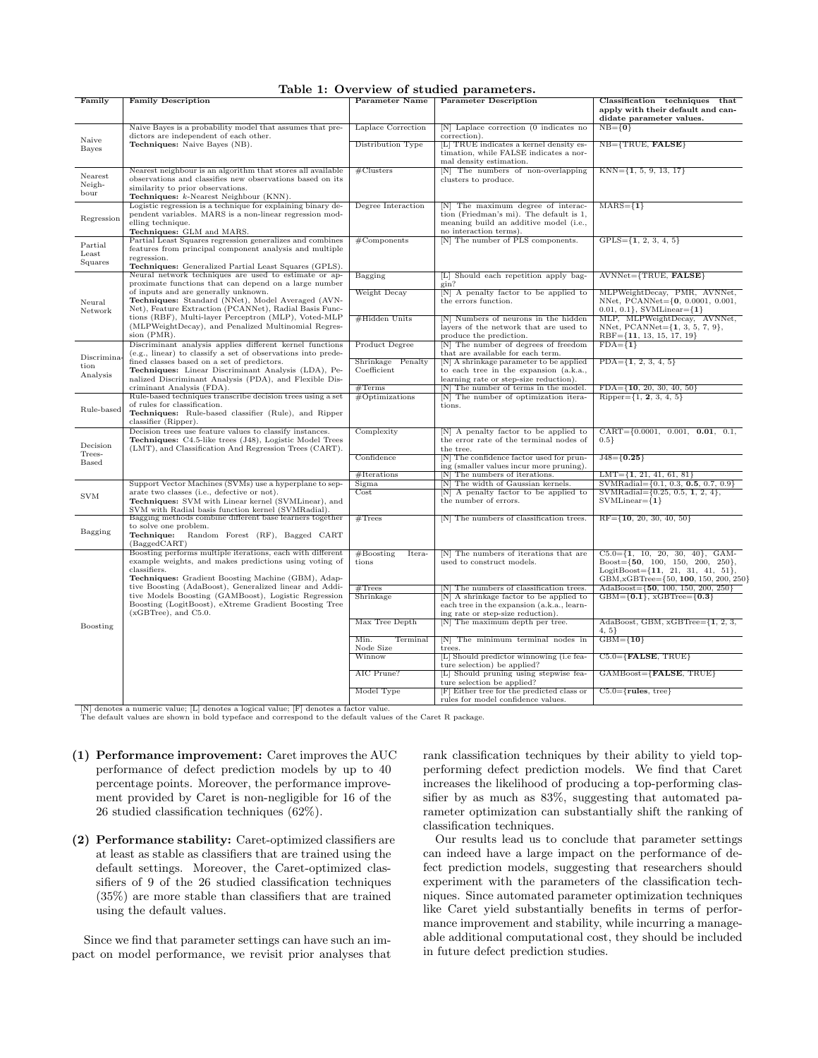**Table 1: Overview of studied parameters.**

| Family | Family Description | Parameter Name | Parameter Description | Classification techniques that apply with their default and candidate parameter values. |
|---|---|---|---|---|
| Naive Bayes | Naive Bayes is a probability model that assumes that predictors are independent of each other. **Techniques:** Naive Bayes (NB). | Laplace Correction | [N] Laplace correction (0 indicates no correction). | NB={**0**} |
| | | Distribution Type | [L] TRUE indicates a kernel density estimation, while FALSE indicates a normal density estimation. | NB={TRUE, **FALSE**} |
| Nearest Neighbour | Nearest neighbour is an algorithm that stores all available observations and classifies new observations based on its similarity to prior observations. **Techniques:** *k*-Nearest Neighbour (KNN). | #Clusters | [N] The numbers of non-overlapping clusters to produce. | KNN={**1**, 5, 9, 13, 17} |
| Regression | Logistic regression is a technique for explaining binary dependent variables. MARS is a non-linear regression modelling technique. **Techniques:** GLM and MARS. | Degree Interaction | [N] The maximum degree of interaction (Friedman's mi). The default is 1, meaning build an additive model (i.e., no interaction terms). | MARS={**1**} |
| Partial Least Squares | Partial Least Squares regression generalizes and combines features from principal component analysis and multiple regression. **Techniques:** Generalized Partial Least Squares (GPLS). | #Components | [N] The number of PLS components. | GPLS={**1**, 2, 3, 4, 5} |
| Neural Network | Neural network techniques are used to estimate or approximate functions that can depend on a large number of inputs and are generally unknown. **Techniques:** Standard (NNet), Model Averaged (AVNNet), Feature Extraction (PCANNet), Radial Basis Functions (RBF), Multi-layer Perceptron (MLP), Voted-MLP (MLPWeightDecay), and Penalized Multinomial Regression (PMR). | Bagging | [L] Should each repetition apply bagging? | AVNNet={TRUE, **FALSE**} |
| | | Weight Decay | [N] A penalty factor to be applied to the errors function. | MLPWeightDecay, PMR, AVNNet, NNet, PCANNet={**0**, 0.0001, 0.001, 0.01, 0.1}, SVMLinear={**1**} |
| | | #Hidden Units | [N] Numbers of neurons in the hidden layers of the network that are used to produce the prediction. | MLP, MLPWeightDecay, AVNNet, NNet, PCANNet={**1**, 3, 5, 7, 9}, RBF={**11**, 13, 15, 17, 19} |
| Discriminative Analysis | Discriminant analysis applies different kernel functions (e.g., linear) to classify a set of observations into predefined classes based on a set of predictors. **Techniques:** Linear Discriminant Analysis (LDA), Penalized Discriminant Analysis (PDA), and Flexible Discriminant Analysis (FDA). | Product Degree | [N] The number of degrees of freedom that are available for each term. | FDA={**1**} |
| | | Shrinkage Penalty Coefficient | [N] A shrinkage parameter to be applied to each tree in the expansion (a.k.a., learning rate or step-size reduction). | PDA={**1**, 2, 3, 4, 5} |
| | | #Terms | [N] The number of terms in the model. | FDA={**10**, 20, 30, 40, 50} |
| Rule-based | Rule-based techniques transcribe decision trees using a set of rules for classification. **Techniques:** Rule-based classifier (Rule), and Ripper classifier (Ripper). | #Optimizations | [N] The number of optimization iterations. | Ripper={1, **2**, 3, 4, 5} |
| Decision Trees-Based | Decision trees use feature values to classify instances. **Techniques:** C4.5-like trees (J48), Logistic Model Trees (LMT), and Classification And Regression Trees (CART). | Complexity | [N] A penalty factor to be applied to the error rate of the terminal nodes of the tree. | CART={0.0001, 0.001, **0.01**, 0.1, 0.5} |
| | | Confidence | [N] The confidence factor used for pruning (smaller values incur more pruning). | J48={**0.25**} |
| | | #Iterations | [N] The numbers of iterations. | LMT={**1**, 21, 41, 61, 81} |
| SVM | Support Vector Machines (SVMs) use a hyperplane to separate two classes (i.e., defective or not). **Techniques:** SVM with Linear kernel (SVMLinear), and SVM with Radial basis function kernel (SVMRadial). | Sigma | [N] The width of Gaussian kernels. | SVMRadial={0.1, 0.3, **0.5**, 0.7, 0.9} |
| | | Cost | [N] A penalty factor to be applied to the number of errors. | SVMRadial={0.25, 0.5, **1**, 2, 4}, SVMLinear={**1**} |
| Bagging | Bagging methods combine different base learners together to solve one problem. **Technique:** Random Forest (RF), Bagged CART (BaggedCART) | #Trees | [N] The numbers of classification trees. | RF={**10**, 20, 30, 40, 50} |
| Boosting | Boosting performs multiple iterations, each with different example weights, and makes predictions using voting of classifiers. **Techniques:** Gradient Boosting Machine (GBM), Adaptive Boosting (AdaBoost), Generalized linear and Additive Models Boosting (GAMBoost), Logistic Regression Boosting (LogitBoost), eXtreme Gradient Boosting Tree (xGBTree), and C5.0. | #Boosting Iterations | [N] The numbers of iterations that are used to construct models. | C5.0={**1**, 10, 20, 30, 40}, GAMBoost={**50**, 100, 150, 200, 250}, LogitBoost={**11**, 21, 31, 41, 51}, GBM,xGBTree={50, **100**, 150, 200, 250} |
| | | #Trees | [N] The numbers of classification trees. | AdaBoost={**50**, 100, 150, 200, 250} |
| | | Shrinkage | [N] A shrinkage factor to be applied to each tree in the expansion (a.k.a., learning rate or step-size reduction). | GBM={**0.1**}, xGBTree={**0.3**} |
| | | Max Tree Depth | [N] The maximum depth per tree. | AdaBoost, GBM, xGBTree={**1**, 2, 3, 4, 5} |
| | | Min. Terminal Node Size | [N] The minimum terminal nodes in trees. | GBM={**10**} |
| | | Winnow | [L] Should predictor winnowing (i.e feature selection) be applied? | C5.0={**FALSE**, TRUE} |
| | | AIC Prune? | [L] Should pruning using stepwise feature selection be applied? | GAMBoost={**FALSE**, TRUE} |
| | | Model Type | [F] Either tree for the predicted class or rules for model confidence values. | C5.0={**rules**, tree} |

[N] denotes a numeric value; [L] denotes a logical value; [F] denotes a factor value.
The default values are shown in bold typeface and correspond to the default values of the Caret R package.

**(1) Performance improvement:** Caret improves the AUC performance of defect prediction models by up to 40 percentage points. Moreover, the performance improvement provided by Caret is non-negligible for 16 of the 26 studied classification techniques (62%).

**(2) Performance stability:** Caret-optimized classifiers are at least as stable as classifiers that are trained using the default settings. Moreover, the Caret-optimized classifiers of 9 of the 26 studied classification techniques (35%) are more stable than classifiers that are trained using the default values.

Since we find that parameter settings can have such an impact on model performance, we revisit prior analyses that rank classification techniques by their ability to yield top-performing defect prediction models. We find that Caret increases the likelihood of producing a top-performing classifier by as much as 83%, suggesting that automated parameter optimization can substantially shift the ranking of classification techniques.

Our results lead us to conclude that parameter settings can indeed have a large impact on the performance of defect prediction models, suggesting that researchers should experiment with the parameters of the classification techniques. Since automated parameter optimization techniques like Caret yield substantially benefits in terms of performance improvement and stability, while incurring a manageable additional computational cost, they should be included in future defect prediction studies.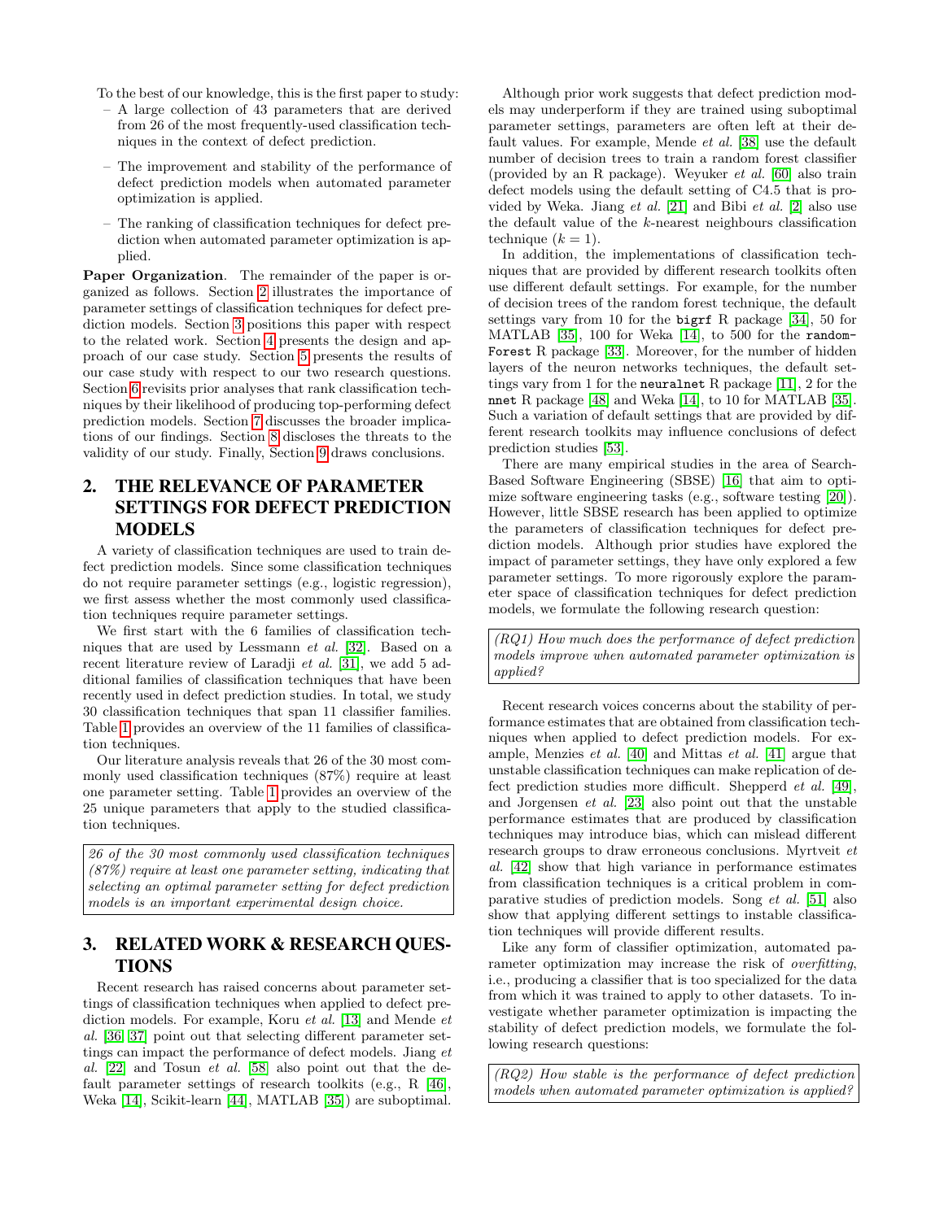To the best of our knowledge, this is the first paper to study:

– A large collection of 43 parameters that are derived from 26 of the most frequently-used classification techniques in the context of defect prediction.

– The improvement and stability of the performance of defect prediction models when automated parameter optimization is applied.

– The ranking of classification techniques for defect prediction when automated parameter optimization is applied.

**Paper Organization**. The remainder of the paper is organized as follows. Section 2 illustrates the importance of parameter settings of classification techniques for defect prediction models. Section 3 positions this paper with respect to the related work. Section 4 presents the design and approach of our case study. Section 5 presents the results of our case study with respect to our two research questions. Section 6 revisits prior analyses that rank classification techniques by their likelihood of producing top-performing defect prediction models. Section 7 discusses the broader implications of our findings. Section 8 discloses the threats to the validity of our study. Finally, Section 9 draws conclusions.

## 2. THE RELEVANCE OF PARAMETER SETTINGS FOR DEFECT PREDICTION MODELS

A variety of classification techniques are used to train defect prediction models. Since some classification techniques do not require parameter settings (e.g., logistic regression), we first assess whether the most commonly used classification techniques require parameter settings.

We first start with the 6 families of classification techniques that are used by Lessmann *et al.* [32]. Based on a recent literature review of Laradji *et al.* [31], we add 5 additional families of classification techniques that have been recently used in defect prediction studies. In total, we study 30 classification techniques that span 11 classifier families. Table 1 provides an overview of the 11 families of classification techniques.

Our literature analysis reveals that 26 of the 30 most commonly used classification techniques (87%) require at least one parameter setting. Table 1 provides an overview of the 25 unique parameters that apply to the studied classification techniques.

> *26 of the 30 most commonly used classification techniques (87%) require at least one parameter setting, indicating that selecting an optimal parameter setting for defect prediction models is an important experimental design choice.*

## 3. RELATED WORK & RESEARCH QUESTIONS

Recent research has raised concerns about parameter settings of classification techniques when applied to defect prediction models. For example, Koru *et al.* [13] and Mende *et al.* [36, 37] point out that selecting different parameter settings can impact the performance of defect models. Jiang *et al.* [22] and Tosun *et al.* [58] also point out that the default parameter settings of research toolkits (e.g., R [46], Weka [14], Scikit-learn [44], MATLAB [35]) are suboptimal.

Although prior work suggests that defect prediction models may underperform if they are trained using suboptimal parameter settings, parameters are often left at their default values. For example, Mende *et al.* [38] use the default number of decision trees to train a random forest classifier (provided by an R package). Weyuker *et al.* [60] also train defect models using the default setting of C4.5 that is provided by Weka. Jiang *et al.* [21] and Bibi *et al.* [2] also use the default value of the $k$-nearest neighbours classification technique ($k = 1$).

In addition, the implementations of classification techniques that are provided by different research toolkits often use different default settings. For example, for the number of decision trees of the random forest technique, the default settings vary from 10 for the `bigrf` R package [34], 50 for MATLAB [35], 100 for Weka [14], to 500 for the `randomForest` R package [33]. Moreover, for the number of hidden layers of the neuron networks techniques, the default settings vary from 1 for the `neuralnet` R package [11], 2 for the `nnet` R package [48] and Weka [14], to 10 for MATLAB [35]. Such a variation of default settings that are provided by different research toolkits may influence conclusions of defect prediction studies [53].

There are many empirical studies in the area of Search-Based Software Engineering (SBSE) [16] that aim to optimize software engineering tasks (e.g., software testing [20]). However, little SBSE research has been applied to optimize the parameters of classification techniques for defect prediction models. Although prior studies have explored the impact of parameter settings, they have only explored a few parameter settings. To more rigorously explore the parameter space of classification techniques for defect prediction models, we formulate the following research question:

> *(RQ1) How much does the performance of defect prediction models improve when automated parameter optimization is applied?*

Recent research voices concerns about the stability of performance estimates that are obtained from classification techniques when applied to defect prediction models. For example, Menzies *et al.* [40] and Mittas *et al.* [41] argue that unstable classification techniques can make replication of defect prediction studies more difficult. Shepperd *et al.* [49], and Jorgensen *et al.* [23] also point out that the unstable performance estimates that are produced by classification techniques may introduce bias, which can mislead different research groups to draw erroneous conclusions. Myrtveit *et al.* [42] show that high variance in performance estimates from classification techniques is a critical problem in comparative studies of prediction models. Song *et al.* [51] also show that applying different settings to instable classification techniques will provide different results.

Like any form of classifier optimization, automated parameter optimization may increase the risk of *overfitting*, i.e., producing a classifier that is too specialized for the data from which it was trained to apply to other datasets. To investigate whether parameter optimization is impacting the stability of defect prediction models, we formulate the following research questions:

> *(RQ2) How stable is the performance of defect prediction models when automated parameter optimization is applied?*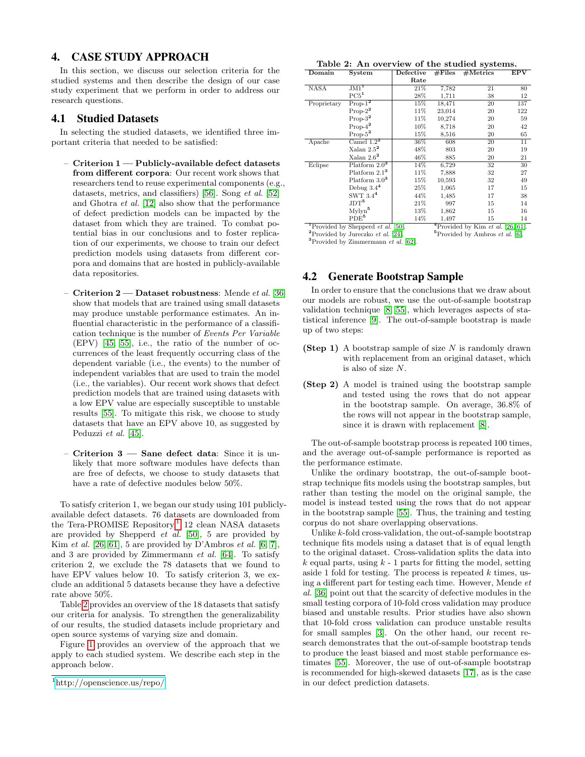## 4. CASE STUDY APPROACH

In this section, we discuss our selection criteria for the studied systems and then describe the design of our case study experiment that we perform in order to address our research questions.

### 4.1 Studied Datasets

In selecting the studied datasets, we identified three important criteria that needed to be satisfied:

- **Criterion 1 — Publicly-available defect datasets from different corpora**: Our recent work shows that researchers tend to reuse experimental components (e.g., datasets, metrics, and classifiers) [56]. Song *et al.* [52] and Ghotra *et al.* [12] also show that the performance of defect prediction models can be impacted by the dataset from which they are trained. To combat potential bias in our conclusions and to foster replication of our experiments, we choose to train our defect prediction models using datasets from different corpora and domains that are hosted in publicly-available data repositories.
- **Criterion 2 — Dataset robustness**: Mende *et al.* [36] show that models that are trained using small datasets may produce unstable performance estimates. An influential characteristic in the performance of a classification technique is the number of *Events Per Variable* (EPV) [45, 55], i.e., the ratio of the number of occurrences of the least frequently occurring class of the dependent variable (i.e., the events) to the number of independent variables that are used to train the model (i.e., the variables). Our recent work shows that defect prediction models that are trained using datasets with a low EPV value are especially susceptible to unstable results [55]. To mitigate this risk, we choose to study datasets that have an EPV above 10, as suggested by Peduzzi *et al.* [45].
- **Criterion 3 — Sane defect data**: Since it is unlikely that more software modules have defects than are free of defects, we choose to study datasets that have a rate of defective modules below 50%.

To satisfy criterion 1, we began our study using 101 publicly-available defect datasets. 76 datasets are downloaded from the Tera-PROMISE Repository,[1] 12 clean NASA datasets are provided by Shepperd *et al.* [50], 5 are provided by Kim *et al.* [26, 61], 5 are provided by D'Ambros *et al.* [6, 7], and 3 are provided by Zimmermann *et al.* [64]. To satisfy criterion 2, we exclude the 78 datasets that we found to have EPV values below 10. To satisfy criterion 3, we exclude an additional 5 datasets because they have a defective rate above 50%.

Table 2 provides an overview of the 18 datasets that satisfy our criteria for analysis. To strengthen the generalizability of our results, the studied datasets include proprietary and open source systems of varying size and domain.

Figure 1 provides an overview of the approach that we apply to each studied system. We describe each step in the approach below.

[1] http://openscience.us/repo/

**Table 2: An overview of the studied systems.**

| Domain | System | Defective Rate | #Files | #Metrics | EPV |
|---|---|---|---|---|---|
| NASA | JM1[1] | 21% | 7,782 | 21 | 80 |
| | PC5[1] | 28% | 1,711 | 38 | 12 |
| Proprietary | Prop-1[2] | 15% | 18,471 | 20 | 137 |
| | Prop-2[2] | 11% | 23,014 | 20 | 122 |
| | Prop-3[2] | 11% | 10,274 | 20 | 59 |
| | Prop-4[2] | 10% | 8,718 | 20 | 42 |
| | Prop-5[2] | 15% | 8,516 | 20 | 65 |
| Apache | Camel 1.2[2] | 36% | 608 | 20 | 11 |
| | Xalan 2.5[2] | 48% | 803 | 20 | 19 |
| | Xalan 2.6[2] | 46% | 885 | 20 | 21 |
| Eclipse | Platform 2.0[3] | 14% | 6,729 | 32 | 30 |
| | Platform 2.1[3] | 11% | 7,888 | 32 | 27 |
| | Platform 3.0[3] | 15% | 10,593 | 32 | 49 |
| | Debug 3.4[4] | 25% | 1,065 | 17 | 15 |
| | SWT 3.4[4] | 44% | 1,485 | 17 | 38 |
| | JDT[5] | 21% | 997 | 15 | 14 |
| | Mylyn[5] | 13% | 1,862 | 15 | 16 |
| | PDE[5] | 14% | 1,497 | 15 | 14 |

[1]Provided by Shepperd *et al.* [50]. [2]Provided by Jureczko *et al.* [24]. [3]Provided by Zimmermann *et al.* [62]. [4]Provided by Kim *et al.* [26, 61]. [5]Provided by Ambros *et al.* [6].

### 4.2 Generate Bootstrap Sample

In order to ensure that the conclusions that we draw about our models are robust, we use the out-of-sample bootstrap validation technique [8, 55], which leverages aspects of statistical inference [9]. The out-of-sample bootstrap is made up of two steps:

**(Step 1)** A bootstrap sample of size $N$ is randomly drawn with replacement from an original dataset, which is also of size $N$.

**(Step 2)** A model is trained using the bootstrap sample and tested using the rows that do not appear in the bootstrap sample. On average, 36.8% of the rows will not appear in the bootstrap sample, since it is drawn with replacement [8].

The out-of-sample bootstrap process is repeated 100 times, and the average out-of-sample performance is reported as the performance estimate.

Unlike the ordinary bootstrap, the out-of-sample bootstrap technique fits models using the bootstrap samples, but rather than testing the model on the original sample, the model is instead tested using the rows that do not appear in the bootstrap sample [55]. Thus, the training and testing corpus do not share overlapping observations.

Unlike *k*-fold cross-validation, the out-of-sample bootstrap technique fits models using a dataset that is of equal length to the original dataset. Cross-validation splits the data into $k$ equal parts, using $k$ - 1 parts for fitting the model, setting aside 1 fold for testing. The process is repeated $k$ times, using a different part for testing each time. However, Mende *et al.* [36] point out that the scarcity of defective modules in the small testing corpora of 10-fold cross validation may produce biased and unstable results. Prior studies have also shown that 10-fold cross validation can produce unstable results for small samples [3]. On the other hand, our recent research demonstrates that the out-of-sample bootstrap tends to produce the least biased and most stable performance estimates [55]. Moreover, the use of out-of-sample bootstrap is recommended for high-skewed datasets [17], as is the case in our defect prediction datasets.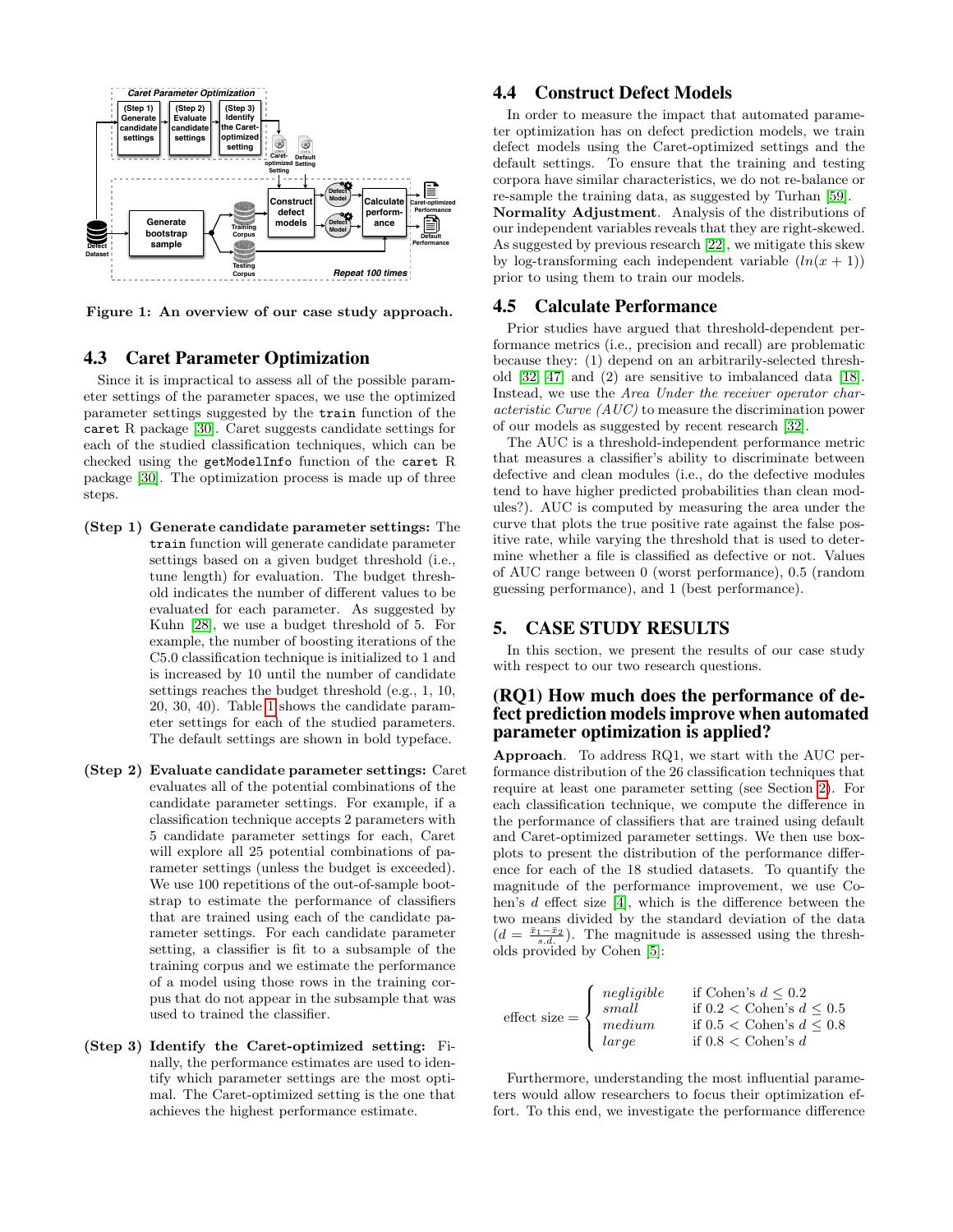Figure 1: An overview of our case study approach.

### 4.3 Caret Parameter Optimization

Since it is impractical to assess all of the possible parameter settings of the parameter spaces, we use the optimized parameter settings suggested by the `train` function of the `caret` R package [30]. Caret suggests candidate settings for each of the studied classification techniques, which can be checked using the `getModelInfo` function of the `caret` R package [30]. The optimization process is made up of three steps.

**(Step 1) Generate candidate parameter settings:** The `train` function will generate candidate parameter settings based on a given budget threshold (i.e., tune length) for evaluation. The budget threshold indicates the number of different values to be evaluated for each parameter. As suggested by Kuhn [28], we use a budget threshold of 5. For example, the number of boosting iterations of the C5.0 classification technique is initialized to 1 and is increased by 10 until the number of candidate settings reaches the budget threshold (e.g., 1, 10, 20, 30, 40). Table 1 shows the candidate parameter settings for each of the studied parameters. The default settings are shown in bold typeface.

**(Step 2) Evaluate candidate parameter settings:** Caret evaluates all of the potential combinations of the candidate parameter settings. For example, if a classification technique accepts 2 parameters with 5 candidate parameter settings for each, Caret will explore all 25 potential combinations of parameter settings (unless the budget is exceeded). We use 100 repetitions of the out-of-sample bootstrap to estimate the performance of classifiers that are trained using each of the candidate parameter settings. For each candidate parameter setting, a classifier is fit to a subsample of the training corpus and we estimate the performance of a model using those rows in the training corpus that do not appear in the subsample that was used to trained the classifier.

**(Step 3) Identify the Caret-optimized setting:** Finally, the performance estimates are used to identify which parameter settings are the most optimal. The Caret-optimized setting is the one that achieves the highest performance estimate.

### 4.4 Construct Defect Models

In order to measure the impact that automated parameter optimization has on defect prediction models, we train defect models using the Caret-optimized settings and the default settings. To ensure that the training and testing corpora have similar characteristics, we do not re-balance or re-sample the training data, as suggested by Turhan [59].

**Normality Adjustment**. Analysis of the distributions of our independent variables reveals that they are right-skewed. As suggested by previous research [22], we mitigate this skew by log-transforming each independent variable ($ln(x+1)$) prior to using them to train our models.

### 4.5 Calculate Performance

Prior studies have argued that threshold-dependent performance metrics (i.e., precision and recall) are problematic because they: (1) depend on an arbitrarily-selected threshold [32, 47] and (2) are sensitive to imbalanced data [18]. Instead, we use the *Area Under the receiver operator characteristic Curve (AUC)* to measure the discrimination power of our models as suggested by recent research [32].

The AUC is a threshold-independent performance metric that measures a classifier's ability to discriminate between defective and clean modules (i.e., do the defective modules tend to have higher predicted probabilities than clean modules?). AUC is computed by measuring the area under the curve that plots the true positive rate against the false positive rate, while varying the threshold that is used to determine whether a file is classified as defective or not. Values of AUC range between 0 (worst performance), 0.5 (random guessing performance), and 1 (best performance).

## 5. CASE STUDY RESULTS

In this section, we present the results of our case study with respect to our two research questions.

### (RQ1) How much does the performance of defect prediction models improve when automated parameter optimization is applied?

**Approach**. To address RQ1, we start with the AUC performance distribution of the 26 classification techniques that require at least one parameter setting (see Section 2). For each classification technique, we compute the difference in the performance of classifiers that are trained using default and Caret-optimized parameter settings. We then use boxplots to present the distribution of the performance difference for each of the 18 studied datasets. To quantify the magnitude of the performance improvement, we use Cohen's $d$ effect size [4], which is the difference between the two means divided by the standard deviation of the data ($d = \frac{\bar{x}_1 - \bar{x}_2}{s.d.}$). The magnitude is assessed using the thresholds provided by Cohen [5]:

$$\text{effect size} = \begin{cases} \textit{negligible} & \text{if Cohen's } d \leq 0.2 \\ \textit{small} & \text{if } 0.2 < \text{Cohen's } d \leq 0.5 \\ \textit{medium} & \text{if } 0.5 < \text{Cohen's } d \leq 0.8 \\ \textit{large} & \text{if } 0.8 < \text{Cohen's } d \end{cases}$$

Furthermore, understanding the most influential parameters would allow researchers to focus their optimization effort. To this end, we investigate the performance difference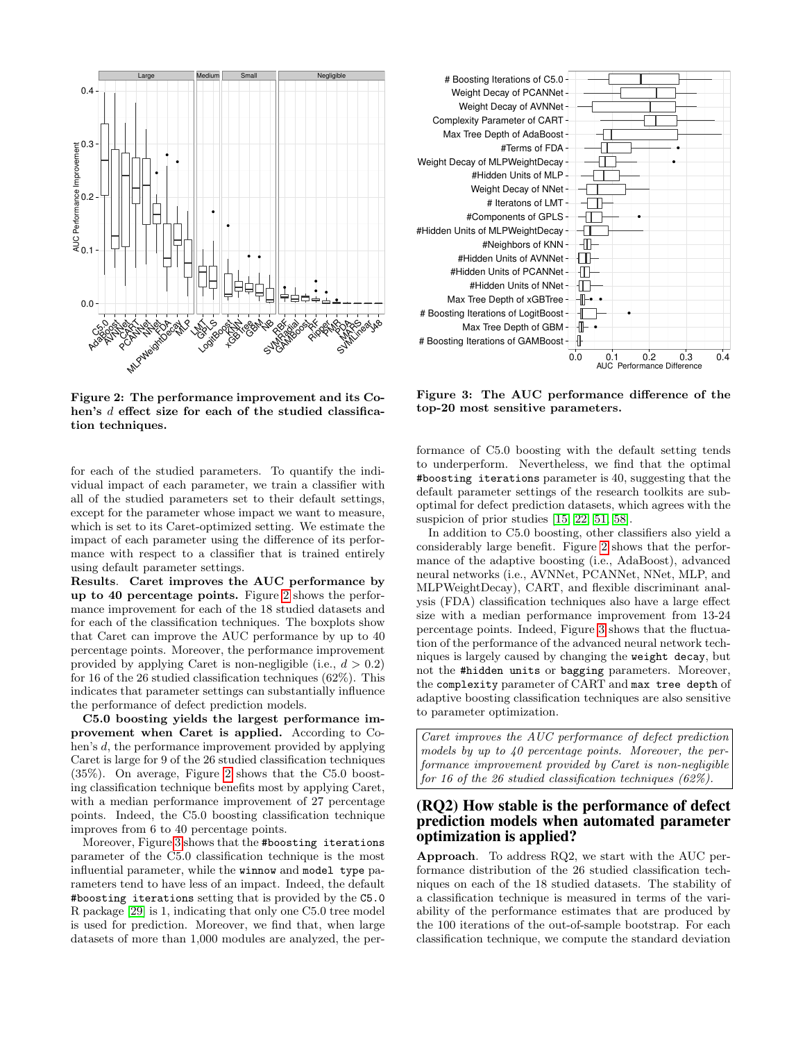**Figure 2: The performance improvement and its Cohen's $d$ effect size for each of the studied classification techniques.**

**Figure 3: The AUC performance difference of the top-20 most sensitive parameters.**

for each of the studied parameters. To quantify the individual impact of each parameter, we train a classifier with all of the studied parameters set to their default settings, except for the parameter whose impact we want to measure, which is set to its Caret-optimized setting. We estimate the impact of each parameter using the difference of its performance with respect to a classifier that is trained entirely using default parameter settings.

**Results**. **Caret improves the AUC performance by up to 40 percentage points.** Figure 2 shows the performance improvement for each of the 18 studied datasets and for each of the classification techniques. The boxplots show that Caret can improve the AUC performance by up to 40 percentage points. Moreover, the performance improvement provided by applying Caret is non-negligible (i.e., $d > 0.2$) for 16 of the 26 studied classification techniques (62%). This indicates that parameter settings can substantially influence the performance of defect prediction models.

**C5.0 boosting yields the largest performance improvement when Caret is applied.** According to Cohen's $d$, the performance improvement provided by applying Caret is large for 9 of the 26 studied classification techniques (35%). On average, Figure 2 shows that the C5.0 boosting classification technique benefits most by applying Caret, with a median performance improvement of 27 percentage points. Indeed, the C5.0 boosting classification technique improves from 6 to 40 percentage points.

Moreover, Figure 3 shows that the `#boosting iterations` parameter of the C5.0 classification technique is the most influential parameter, while the `winnow` and `model type` parameters tend to have less of an impact. Indeed, the default `#boosting iterations` setting that is provided by the `C5.0` R package [29] is 1, indicating that only one C5.0 tree model is used for prediction. Moreover, we find that, when large datasets of more than 1,000 modules are analyzed, the performance of C5.0 boosting with the default setting tends to underperform. Nevertheless, we find that the optimal `#boosting iterations` parameter is 40, suggesting that the default parameter settings of the research toolkits are suboptimal for defect prediction datasets, which agrees with the suspicion of prior studies [15, 22, 51, 58].

In addition to C5.0 boosting, other classifiers also yield a considerably large benefit. Figure 2 shows that the performance of the adaptive boosting (i.e., AdaBoost), advanced neural networks (i.e., AVNNet, PCANNet, NNet, MLP, and MLPWeightDecay), CART, and flexible discriminant analysis (FDA) classification techniques also have a large effect size with a median performance improvement from 13-24 percentage points. Indeed, Figure 3 shows that the fluctuation of the performance of the advanced neural network techniques is largely caused by changing the `weight decay`, but not the `#hidden units` or `bagging` parameters. Moreover, the `complexity` parameter of CART and `max tree depth` of adaptive boosting classification techniques are also sensitive to parameter optimization.

*Caret improves the AUC performance of defect prediction models by up to 40 percentage points. Moreover, the performance improvement provided by Caret is non-negligible for 16 of the 26 studied classification techniques (62%).*

## (RQ2) How stable is the performance of defect prediction models when automated parameter optimization is applied?

**Approach**. To address RQ2, we start with the AUC performance distribution of the 26 studied classification techniques on each of the 18 studied datasets. The stability of a classification technique is measured in terms of the variability of the performance estimates that are produced by the 100 iterations of the out-of-sample bootstrap. For each classification technique, we compute the standard deviation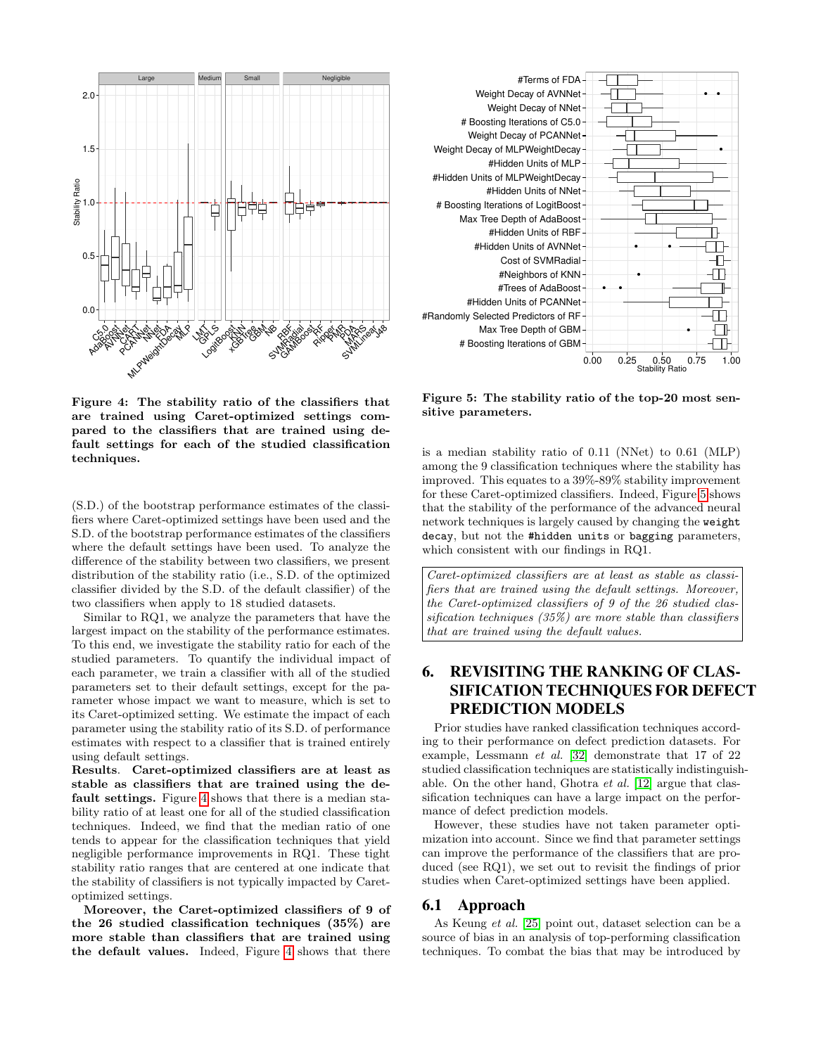Figure 4: The stability ratio of the classifiers that are trained using Caret-optimized settings compared to the classifiers that are trained using default settings for each of the studied classification techniques.

(S.D.) of the bootstrap performance estimates of the classifiers where Caret-optimized settings have been used and the S.D. of the bootstrap performance estimates of the classifiers where the default settings have been used. To analyze the difference of the stability between two classifiers, we present distribution of the stability ratio (i.e., S.D. of the optimized classifier divided by the S.D. of the default classifier) of the two classifiers when apply to 18 studied datasets.

Similar to RQ1, we analyze the parameters that have the largest impact on the stability of the performance estimates. To this end, we investigate the stability ratio for each of the studied parameters. To quantify the individual impact of each parameter, we train a classifier with all of the studied parameters set to their default settings, except for the parameter whose impact we want to measure, which is set to its Caret-optimized setting. We estimate the impact of each parameter using the stability ratio of its S.D. of performance estimates with respect to a classifier that is trained entirely using default settings.

**Results. Caret-optimized classifiers are at least as stable as classifiers that are trained using the default settings.** Figure 4 shows that there is a median stability ratio of at least one for all of the studied classification techniques. Indeed, we find that the median ratio of one tends to appear for the classification techniques that yield negligible performance improvements in RQ1. These tight stability ratio ranges that are centered at one indicate that the stability of classifiers is not typically impacted by Caret-optimized settings.

**Moreover, the Caret-optimized classifiers of 9 of the 26 studied classification techniques (35%) are more stable than classifiers that are trained using the default values.** Indeed, Figure 4 shows that there is a median stability ratio of 0.11 (NNet) to 0.61 (MLP) among the 9 classification techniques where the stability has improved. This equates to a 39%-89% stability improvement for these Caret-optimized classifiers. Indeed, Figure 5 shows that the stability of the performance of the advanced neural network techniques is largely caused by changing the `weight decay`, but not the `#hidden units` or `bagging` parameters, which consistent with our findings in RQ1.

Figure 5: The stability ratio of the top-20 most sensitive parameters.

> *Caret-optimized classifiers are at least as stable as classifiers that are trained using the default settings. Moreover, the Caret-optimized classifiers of 9 of the 26 studied classification techniques (35%) are more stable than classifiers that are trained using the default values.*

# 6. REVISITING THE RANKING OF CLASSIFICATION TECHNIQUES FOR DEFECT PREDICTION MODELS

Prior studies have ranked classification techniques according to their performance on defect prediction datasets. For example, Lessmann *et al.* [32] demonstrate that 17 of 22 studied classification techniques are statistically indistinguishable. On the other hand, Ghotra *et al.* [12] argue that classification techniques can have a large impact on the performance of defect prediction models.

However, these studies have not taken parameter optimization into account. Since we find that parameter settings can improve the performance of the classifiers that are produced (see RQ1), we set out to revisit the findings of prior studies when Caret-optimized settings have been applied.

## 6.1 Approach

As Keung *et al.* [25] point out, dataset selection can be a source of bias in an analysis of top-performing classification techniques. To combat the bias that may be introduced by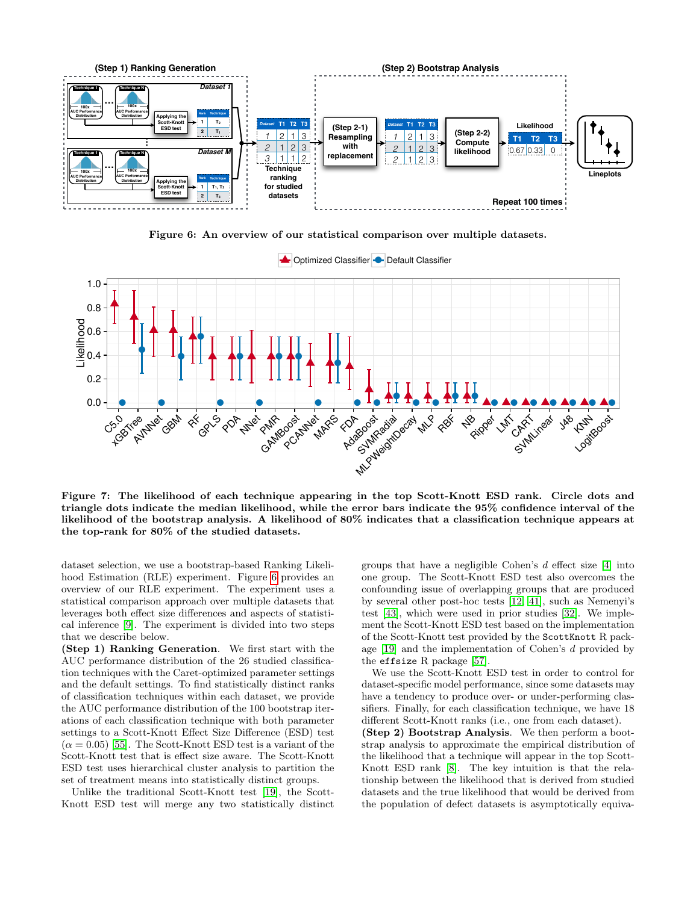Figure 6: An overview of our statistical comparison over multiple datasets.

Figure 7: The likelihood of each technique appearing in the top Scott-Knott ESD rank. Circle dots and triangle dots indicate the median likelihood, while the error bars indicate the 95% confidence interval of the likelihood of the bootstrap analysis. A likelihood of 80% indicates that a classification technique appears at the top-rank for 80% of the studied datasets.

dataset selection, we use a bootstrap-based Ranking Likelihood Estimation (RLE) experiment. Figure 6 provides an overview of our RLE experiment. The experiment uses a statistical comparison approach over multiple datasets that leverages both effect size differences and aspects of statistical inference [9]. The experiment is divided into two steps that we describe below.

**(Step 1) Ranking Generation**. We first start with the AUC performance distribution of the 26 studied classification techniques with the Caret-optimized parameter settings and the default settings. To find statistically distinct ranks of classification techniques within each dataset, we provide the AUC performance distribution of the 100 bootstrap iterations of each classification technique with both parameter settings to a Scott-Knott Effect Size Difference (ESD) test ($\alpha = 0.05$) [55]. The Scott-Knott ESD test is a variant of the Scott-Knott test that is effect size aware. The Scott-Knott ESD test uses hierarchical cluster analysis to partition the set of treatment means into statistically distinct groups.

Unlike the traditional Scott-Knott test [19], the Scott-Knott ESD test will merge any two statistically distinct groups that have a negligible Cohen's $d$ effect size [4] into one group. The Scott-Knott ESD test also overcomes the confounding issue of overlapping groups that are produced by several other post-hoc tests [12, 41], such as Nemenyi's test [43], which were used in prior studies [32]. We implement the Scott-Knott ESD test based on the implementation of the Scott-Knott test provided by the `ScottKnott` R package [19] and the implementation of Cohen's $d$ provided by the `effsize` R package [57].

We use the Scott-Knott ESD test in order to control for dataset-specific model performance, since some datasets may have a tendency to produce over- or under-performing classifiers. Finally, for each classification technique, we have 18 different Scott-Knott ranks (i.e., one from each dataset).

**(Step 2) Bootstrap Analysis**. We then perform a bootstrap analysis to approximate the empirical distribution of the likelihood that a technique will appear in the top Scott-Knott ESD rank [8]. The key intuition is that the relationship between the likelihood that is derived from studied datasets and the true likelihood that would be derived from the population of defect datasets is asymptotically equiva-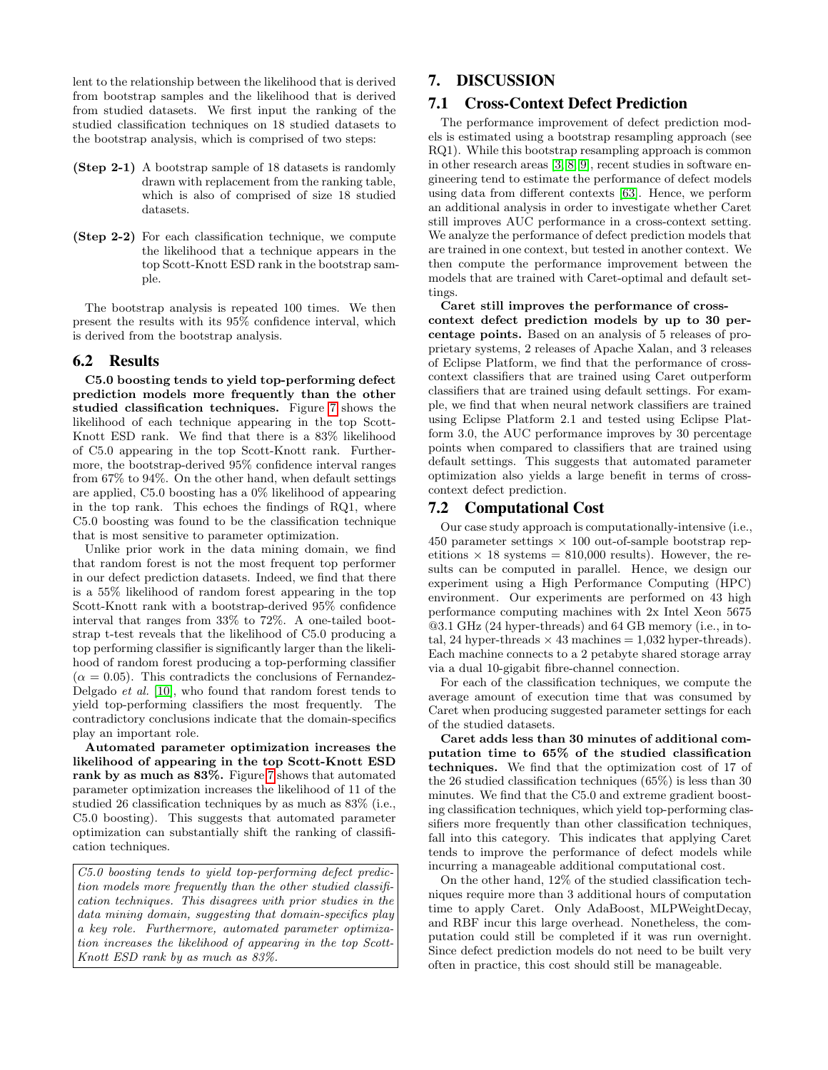lent to the relationship between the likelihood that is derived from bootstrap samples and the likelihood that is derived from studied datasets. We first input the ranking of the studied classification techniques on 18 studied datasets to the bootstrap analysis, which is comprised of two steps:

- **(Step 2-1)** A bootstrap sample of 18 datasets is randomly drawn with replacement from the ranking table, which is also of comprised of size 18 studied datasets.
- **(Step 2-2)** For each classification technique, we compute the likelihood that a technique appears in the top Scott-Knott ESD rank in the bootstrap sample.

The bootstrap analysis is repeated 100 times. We then present the results with its 95% confidence interval, which is derived from the bootstrap analysis.

## 6.2 Results

**C5.0 boosting tends to yield top-performing defect prediction models more frequently than the other studied classification techniques.** Figure 7 shows the likelihood of each technique appearing in the top Scott-Knott ESD rank. We find that there is a 83% likelihood of C5.0 appearing in the top Scott-Knott rank. Furthermore, the bootstrap-derived 95% confidence interval ranges from 67% to 94%. On the other hand, when default settings are applied, C5.0 boosting has a 0% likelihood of appearing in the top rank. This echoes the findings of RQ1, where C5.0 boosting was found to be the classification technique that is most sensitive to parameter optimization.

Unlike prior work in the data mining domain, we find that random forest is not the most frequent top performer in our defect prediction datasets. Indeed, we find that there is a 55% likelihood of random forest appearing in the top Scott-Knott rank with a bootstrap-derived 95% confidence interval that ranges from 33% to 72%. A one-tailed bootstrap t-test reveals that the likelihood of C5.0 producing a top performing classifier is significantly larger than the likelihood of random forest producing a top-performing classifier ($\alpha = 0.05$). This contradicts the conclusions of Fernandez-Delgado *et al.* [10], who found that random forest tends to yield top-performing classifiers the most frequently. The contradictory conclusions indicate that the domain-specifics play an important role.

**Automated parameter optimization increases the likelihood of appearing in the top Scott-Knott ESD rank by as much as 83%.** Figure 7 shows that automated parameter optimization increases the likelihood of 11 of the studied 26 classification techniques by as much as 83% (i.e., C5.0 boosting). This suggests that automated parameter optimization can substantially shift the ranking of classification techniques.

*C5.0 boosting tends to yield top-performing defect prediction models more frequently than the other studied classification techniques. This disagrees with prior studies in the data mining domain, suggesting that domain-specifics play a key role. Furthermore, automated parameter optimization increases the likelihood of appearing in the top Scott-Knott ESD rank by as much as 83%.*

# 7. DISCUSSION

## 7.1 Cross-Context Defect Prediction

The performance improvement of defect prediction models is estimated using a bootstrap resampling approach (see RQ1). While this bootstrap resampling approach is common in other research areas [3, 8, 9], recent studies in software engineering tend to estimate the performance of defect models using data from different contexts [63]. Hence, we perform an additional analysis in order to investigate whether Caret still improves AUC performance in a cross-context setting. We analyze the performance of defect prediction models that are trained in one context, but tested in another context. We then compute the performance improvement between the models that are trained with Caret-optimal and default settings.

**Caret still improves the performance of cross-context defect prediction models by up to 30 percentage points.** Based on an analysis of 5 releases of proprietary systems, 2 releases of Apache Xalan, and 3 releases of Eclipse Platform, we find that the performance of cross-context classifiers that are trained using Caret outperform classifiers that are trained using default settings. For example, we find that when neural network classifiers are trained using Eclipse Platform 2.1 and tested using Eclipse Platform 3.0, the AUC performance improves by 30 percentage points when compared to classifiers that are trained using default settings. This suggests that automated parameter optimization also yields a large benefit in terms of cross-context defect prediction.

## 7.2 Computational Cost

Our case study approach is computationally-intensive (i.e., 450 parameter settings × 100 out-of-sample bootstrap repetitions × 18 systems = 810,000 results). However, the results can be computed in parallel. Hence, we design our experiment using a High Performance Computing (HPC) environment. Our experiments are performed on 43 high performance computing machines with 2x Intel Xeon 5675 @3.1 GHz (24 hyper-threads) and 64 GB memory (i.e., in total, 24 hyper-threads × 43 machines = 1,032 hyper-threads). Each machine connects to a 2 petabyte shared storage array via a dual 10-gigabit fibre-channel connection.

For each of the classification techniques, we compute the average amount of execution time that was consumed by Caret when producing suggested parameter settings for each of the studied datasets.

**Caret adds less than 30 minutes of additional computation time to 65% of the studied classification techniques.** We find that the optimization cost of 17 of the 26 studied classification techniques (65%) is less than 30 minutes. We find that the C5.0 and extreme gradient boosting classification techniques, which yield top-performing classifiers more frequently than other classification techniques, fall into this category. This indicates that applying Caret tends to improve the performance of defect models while incurring a manageable additional computational cost.

On the other hand, 12% of the studied classification techniques require more than 3 additional hours of computation time to apply Caret. Only AdaBoost, MLPWeightDecay, and RBF incur this large overhead. Nonetheless, the computation could still be completed if it was run overnight. Since defect prediction models do not need to be built very often in practice, this cost should still be manageable.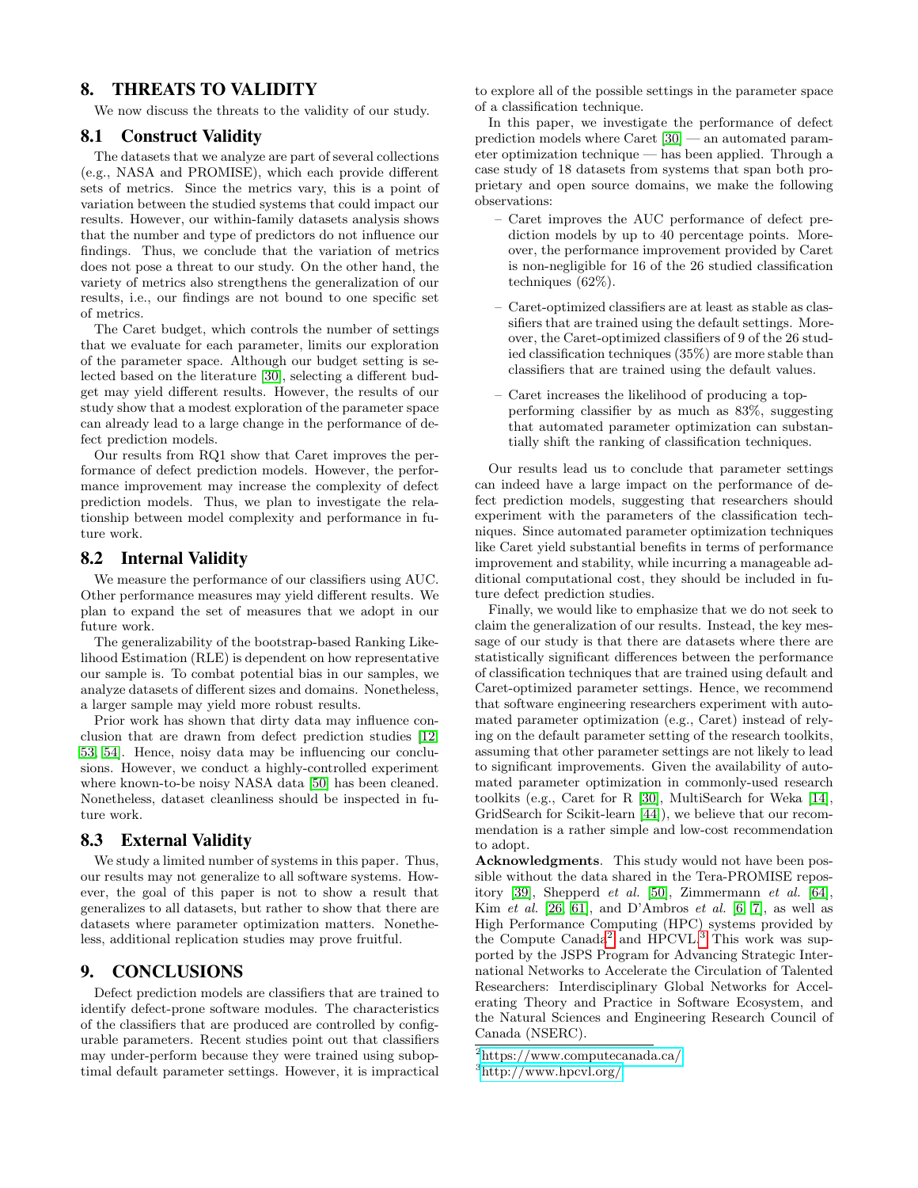## 8. THREATS TO VALIDITY

We now discuss the threats to the validity of our study.

### 8.1 Construct Validity

The datasets that we analyze are part of several collections (e.g., NASA and PROMISE), which each provide different sets of metrics. Since the metrics vary, this is a point of variation between the studied systems that could impact our results. However, our within-family datasets analysis shows that the number and type of predictors do not influence our findings. Thus, we conclude that the variation of metrics does not pose a threat to our study. On the other hand, the variety of metrics also strengthens the generalization of our results, i.e., our findings are not bound to one specific set of metrics.

The Caret budget, which controls the number of settings that we evaluate for each parameter, limits our exploration of the parameter space. Although our budget setting is selected based on the literature [30], selecting a different budget may yield different results. However, the results of our study show that a modest exploration of the parameter space can already lead to a large change in the performance of defect prediction models.

Our results from RQ1 show that Caret improves the performance of defect prediction models. However, the performance improvement may increase the complexity of defect prediction models. Thus, we plan to investigate the relationship between model complexity and performance in future work.

### 8.2 Internal Validity

We measure the performance of our classifiers using AUC. Other performance measures may yield different results. We plan to expand the set of measures that we adopt in our future work.

The generalizability of the bootstrap-based Ranking Likelihood Estimation (RLE) is dependent on how representative our sample is. To combat potential bias in our samples, we analyze datasets of different sizes and domains. Nonetheless, a larger sample may yield more robust results.

Prior work has shown that dirty data may influence conclusion that are drawn from defect prediction studies [12, 53, 54]. Hence, noisy data may be influencing our conclusions. However, we conduct a highly-controlled experiment where known-to-be noisy NASA data [50] has been cleaned. Nonetheless, dataset cleanliness should be inspected in future work.

### 8.3 External Validity

We study a limited number of systems in this paper. Thus, our results may not generalize to all software systems. However, the goal of this paper is not to show a result that generalizes to all datasets, but rather to show that there are datasets where parameter optimization matters. Nonetheless, additional replication studies may prove fruitful.

## 9. CONCLUSIONS

Defect prediction models are classifiers that are trained to identify defect-prone software modules. The characteristics of the classifiers that are produced are controlled by configurable parameters. Recent studies point out that classifiers may under-perform because they were trained using suboptimal default parameter settings. However, it is impractical to explore all of the possible settings in the parameter space of a classification technique.

In this paper, we investigate the performance of defect prediction models where Caret [30] — an automated parameter optimization technique — has been applied. Through a case study of 18 datasets from systems that span both proprietary and open source domains, we make the following observations:

- Caret improves the AUC performance of defect prediction models by up to 40 percentage points. Moreover, the performance improvement provided by Caret is non-negligible for 16 of the 26 studied classification techniques (62%).
- Caret-optimized classifiers are at least as stable as classifiers that are trained using the default settings. Moreover, the Caret-optimized classifiers of 9 of the 26 studied classification techniques (35%) are more stable than classifiers that are trained using the default values.
- Caret increases the likelihood of producing a top-performing classifier by as much as 83%, suggesting that automated parameter optimization can substantially shift the ranking of classification techniques.

Our results lead us to conclude that parameter settings can indeed have a large impact on the performance of defect prediction models, suggesting that researchers should experiment with the parameters of the classification techniques. Since automated parameter optimization techniques like Caret yield substantial benefits in terms of performance improvement and stability, while incurring a manageable additional computational cost, they should be included in future defect prediction studies.

Finally, we would like to emphasize that we do not seek to claim the generalization of our results. Instead, the key message of our study is that there are datasets where there are statistically significant differences between the performance of classification techniques that are trained using default and Caret-optimized parameter settings. Hence, we recommend that software engineering researchers experiment with automated parameter optimization (e.g., Caret) instead of relying on the default parameter setting of the research toolkits, assuming that other parameter settings are not likely to lead to significant improvements. Given the availability of automated parameter optimization in commonly-used research toolkits (e.g., Caret for R [30], MultiSearch for Weka [14], GridSearch for Scikit-learn [44]), we believe that our recommendation is a rather simple and low-cost recommendation to adopt.

**Acknowledgments**. This study would not have been possible without the data shared in the Tera-PROMISE repository [39], Shepperd *et al.* [50], Zimmermann *et al.* [64], Kim *et al.* [26, 61], and D'Ambros *et al.* [6, 7], as well as High Performance Computing (HPC) systems provided by the Compute Canada[2] and HPCVL.[3] This work was supported by the JSPS Program for Advancing Strategic International Networks to Accelerate the Circulation of Talented Researchers: Interdisciplinary Global Networks for Accelerating Theory and Practice in Software Ecosystem, and the Natural Sciences and Engineering Research Council of Canada (NSERC).

[2] https://www.computecanada.ca/

[3] http://www.hpcvl.org/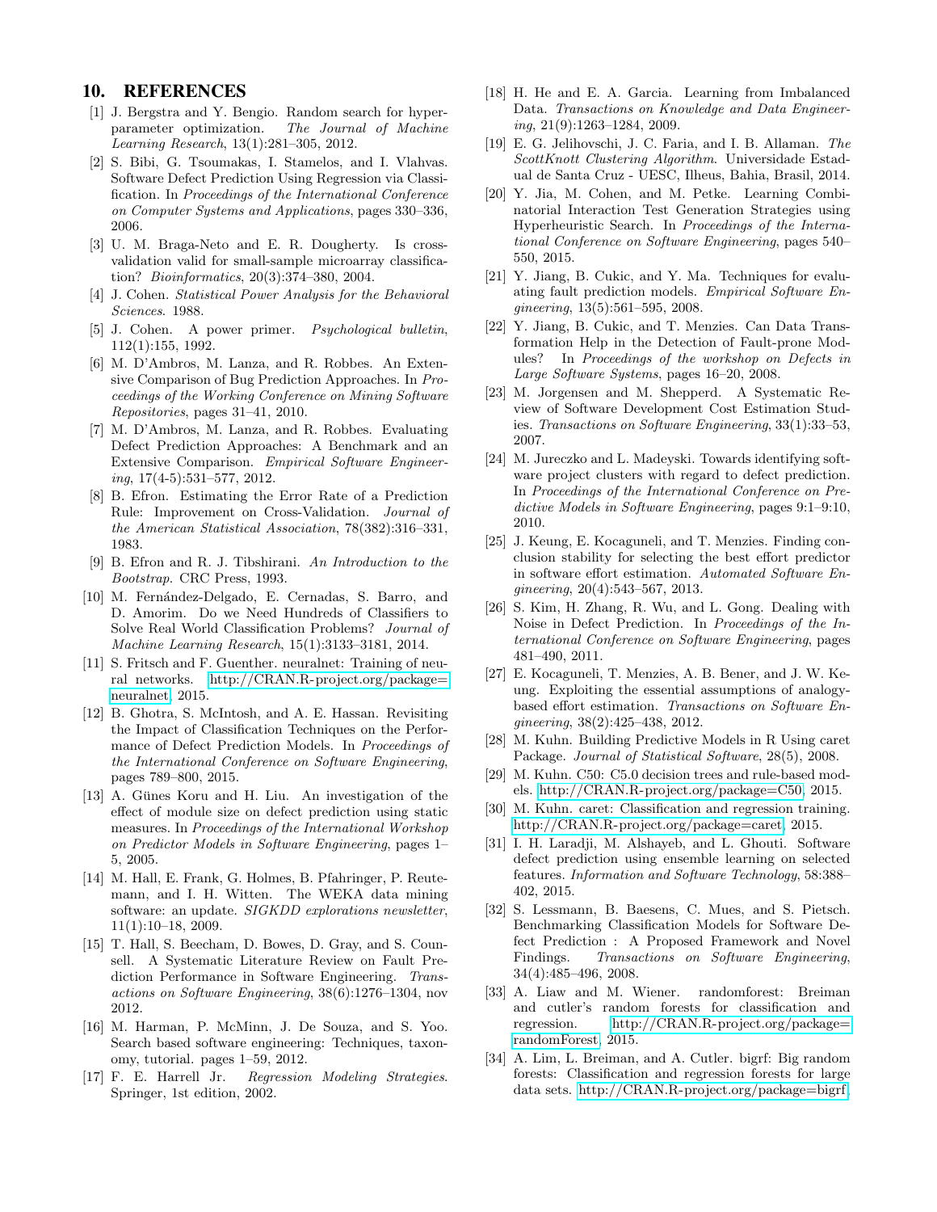## 10. REFERENCES

[1] J. Bergstra and Y. Bengio. Random search for hyper-parameter optimization. *The Journal of Machine Learning Research*, 13(1):281–305, 2012.

[2] S. Bibi, G. Tsoumakas, I. Stamelos, and I. Vlahvas. Software Defect Prediction Using Regression via Classification. In *Proceedings of the International Conference on Computer Systems and Applications*, pages 330–336, 2006.

[3] U. M. Braga-Neto and E. R. Dougherty. Is cross-validation valid for small-sample microarray classification? *Bioinformatics*, 20(3):374–380, 2004.

[4] J. Cohen. *Statistical Power Analysis for the Behavioral Sciences*. 1988.

[5] J. Cohen. A power primer. *Psychological bulletin*, 112(1):155, 1992.

[6] M. D'Ambros, M. Lanza, and R. Robbes. An Extensive Comparison of Bug Prediction Approaches. In *Proceedings of the Working Conference on Mining Software Repositories*, pages 31–41, 2010.

[7] M. D'Ambros, M. Lanza, and R. Robbes. Evaluating Defect Prediction Approaches: A Benchmark and an Extensive Comparison. *Empirical Software Engineering*, 17(4-5):531–577, 2012.

[8] B. Efron. Estimating the Error Rate of a Prediction Rule: Improvement on Cross-Validation. *Journal of the American Statistical Association*, 78(382):316–331, 1983.

[9] B. Efron and R. J. Tibshirani. *An Introduction to the Bootstrap*. CRC Press, 1993.

[10] M. Fernández-Delgado, E. Cernadas, S. Barro, and D. Amorim. Do we Need Hundreds of Classifiers to Solve Real World Classification Problems? *Journal of Machine Learning Research*, 15(1):3133–3181, 2014.

[11] S. Fritsch and F. Guenther. neuralnet: Training of neural networks. http://CRAN.R-project.org/package=neuralnet, 2015.

[12] B. Ghotra, S. McIntosh, and A. E. Hassan. Revisiting the Impact of Classification Techniques on the Performance of Defect Prediction Models. In *Proceedings of the International Conference on Software Engineering*, pages 789–800, 2015.

[13] A. Günes Koru and H. Liu. An investigation of the effect of module size on defect prediction using static measures. In *Proceedings of the International Workshop on Predictor Models in Software Engineering*, pages 1–5, 2005.

[14] M. Hall, E. Frank, G. Holmes, B. Pfahringer, P. Reutemann, and I. H. Witten. The WEKA data mining software: an update. *SIGKDD explorations newsletter*, 11(1):10–18, 2009.

[15] T. Hall, S. Beecham, D. Bowes, D. Gray, and S. Counsell. A Systematic Literature Review on Fault Prediction Performance in Software Engineering. *Transactions on Software Engineering*, 38(6):1276–1304, nov 2012.

[16] M. Harman, P. McMinn, J. De Souza, and S. Yoo. Search based software engineering: Techniques, taxonomy, tutorial. pages 1–59, 2012.

[17] F. E. Harrell Jr. *Regression Modeling Strategies*. Springer, 1st edition, 2002.

[18] H. He and E. A. Garcia. Learning from Imbalanced Data. *Transactions on Knowledge and Data Engineering*, 21(9):1263–1284, 2009.

[19] E. G. Jelihovschi, J. C. Faria, and I. B. Allaman. *The ScottKnott Clustering Algorithm*. Universidade Estadual de Santa Cruz - UESC, Ilheus, Bahia, Brasil, 2014.

[20] Y. Jia, M. Cohen, and M. Petke. Learning Combinatorial Interaction Test Generation Strategies using Hyperheuristic Search. In *Proceedings of the International Conference on Software Engineering*, pages 540–550, 2015.

[21] Y. Jiang, B. Cukic, and Y. Ma. Techniques for evaluating fault prediction models. *Empirical Software Engineering*, 13(5):561–595, 2008.

[22] Y. Jiang, B. Cukic, and T. Menzies. Can Data Transformation Help in the Detection of Fault-prone Modules? In *Proceedings of the workshop on Defects in Large Software Systems*, pages 16–20, 2008.

[23] M. Jorgensen and M. Shepperd. A Systematic Review of Software Development Cost Estimation Studies. *Transactions on Software Engineering*, 33(1):33–53, 2007.

[24] M. Jureczko and L. Madeyski. Towards identifying software project clusters with regard to defect prediction. In *Proceedings of the International Conference on Predictive Models in Software Engineering*, pages 9:1–9:10, 2010.

[25] J. Keung, E. Kocaguneli, and T. Menzies. Finding conclusion stability for selecting the best effort predictor in software effort estimation. *Automated Software Engineering*, 20(4):543–567, 2013.

[26] S. Kim, H. Zhang, R. Wu, and L. Gong. Dealing with Noise in Defect Prediction. In *Proceedings of the International Conference on Software Engineering*, pages 481–490, 2011.

[27] E. Kocaguneli, T. Menzies, A. B. Bener, and J. W. Keung. Exploiting the essential assumptions of analogy-based effort estimation. *Transactions on Software Engineering*, 38(2):425–438, 2012.

[28] M. Kuhn. Building Predictive Models in R Using caret Package. *Journal of Statistical Software*, 28(5), 2008.

[29] M. Kuhn. C50: C5.0 decision trees and rule-based models. http://CRAN.R-project.org/package=C50, 2015.

[30] M. Kuhn. caret: Classification and regression training. http://CRAN.R-project.org/package=caret, 2015.

[31] I. H. Laradji, M. Alshayeb, and L. Ghouti. Software defect prediction using ensemble learning on selected features. *Information and Software Technology*, 58:388–402, 2015.

[32] S. Lessmann, B. Baesens, C. Mues, and S. Pietsch. Benchmarking Classification Models for Software Defect Prediction : A Proposed Framework and Novel Findings. *Transactions on Software Engineering*, 34(4):485–496, 2008.

[33] A. Liaw and M. Wiener. randomforest: Breiman and cutler's random forests for classification and regression. http://CRAN.R-project.org/package=randomForest, 2015.

[34] A. Lim, L. Breiman, and A. Cutler. bigrf: Big random forests: Classification and regression forests for large data sets. http://CRAN.R-project.org/package=bigrf,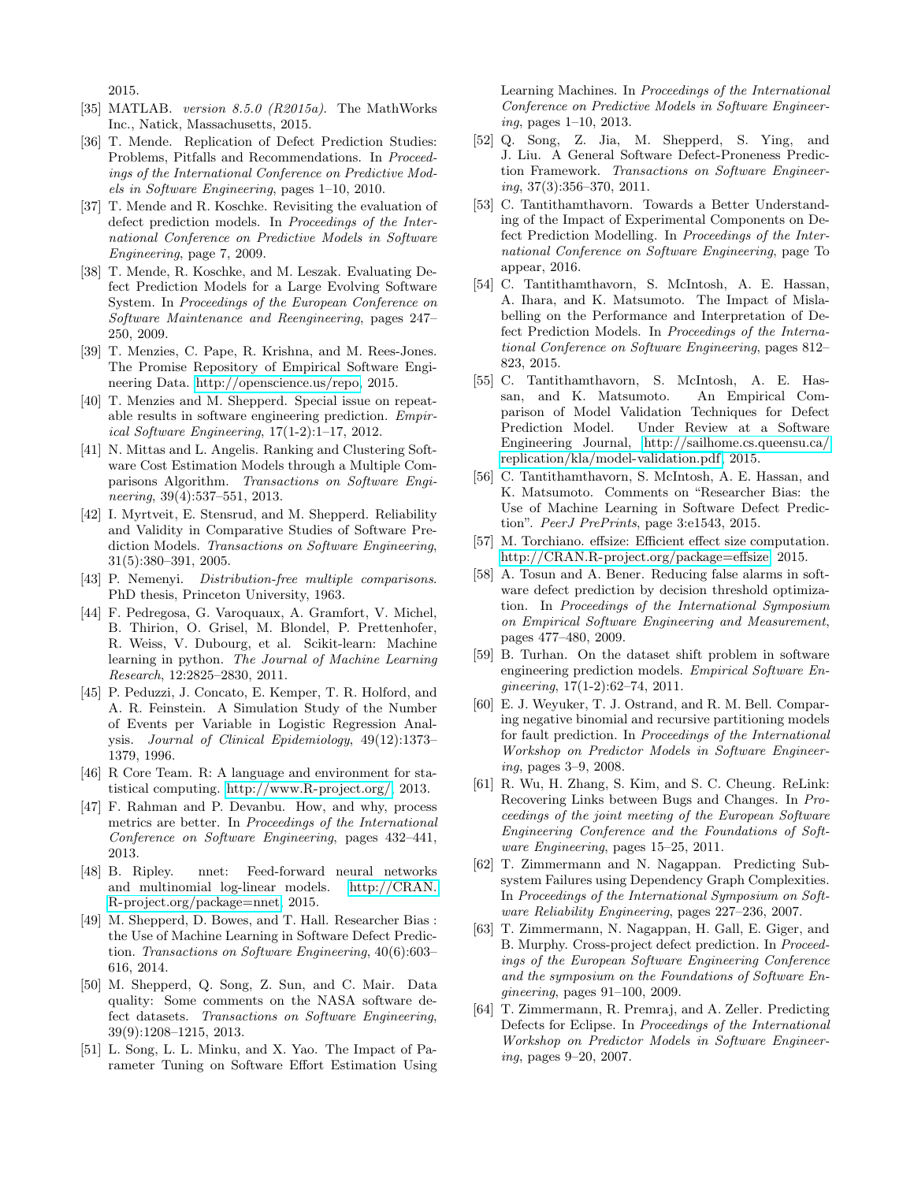2015.

[35] MATLAB. *version 8.5.0 (R2015a)*. The MathWorks Inc., Natick, Massachusetts, 2015.

[36] T. Mende. Replication of Defect Prediction Studies: Problems, Pitfalls and Recommendations. In *Proceedings of the International Conference on Predictive Models in Software Engineering*, pages 1–10, 2010.

[37] T. Mende and R. Koschke. Revisiting the evaluation of defect prediction models. In *Proceedings of the International Conference on Predictive Models in Software Engineering*, page 7, 2009.

[38] T. Mende, R. Koschke, and M. Leszak. Evaluating Defect Prediction Models for a Large Evolving Software System. In *Proceedings of the European Conference on Software Maintenance and Reengineering*, pages 247–250, 2009.

[39] T. Menzies, C. Pape, R. Krishna, and M. Rees-Jones. The Promise Repository of Empirical Software Engineering Data. http://openscience.us/repo, 2015.

[40] T. Menzies and M. Shepperd. Special issue on repeatable results in software engineering prediction. *Empirical Software Engineering*, 17(1-2):1–17, 2012.

[41] N. Mittas and L. Angelis. Ranking and Clustering Software Cost Estimation Models through a Multiple Comparisons Algorithm. *Transactions on Software Engineering*, 39(4):537–551, 2013.

[42] I. Myrtveit, E. Stensrud, and M. Shepperd. Reliability and Validity in Comparative Studies of Software Prediction Models. *Transactions on Software Engineering*, 31(5):380–391, 2005.

[43] P. Nemenyi. *Distribution-free multiple comparisons*. PhD thesis, Princeton University, 1963.

[44] F. Pedregosa, G. Varoquaux, A. Gramfort, V. Michel, B. Thirion, O. Grisel, M. Blondel, P. Prettenhofer, R. Weiss, V. Dubourg, et al. Scikit-learn: Machine learning in python. *The Journal of Machine Learning Research*, 12:2825–2830, 2011.

[45] P. Peduzzi, J. Concato, E. Kemper, T. R. Holford, and A. R. Feinstein. A Simulation Study of the Number of Events per Variable in Logistic Regression Analysis. *Journal of Clinical Epidemiology*, 49(12):1373–1379, 1996.

[46] R Core Team. R: A language and environment for statistical computing. http://www.R-project.org/, 2013.

[47] F. Rahman and P. Devanbu. How, and why, process metrics are better. In *Proceedings of the International Conference on Software Engineering*, pages 432–441, 2013.

[48] B. Ripley. nnet: Feed-forward neural networks and multinomial log-linear models. http://CRAN.R-project.org/package=nnet, 2015.

[49] M. Shepperd, D. Bowes, and T. Hall. Researcher Bias : the Use of Machine Learning in Software Defect Prediction. *Transactions on Software Engineering*, 40(6):603–616, 2014.

[50] M. Shepperd, Q. Song, Z. Sun, and C. Mair. Data quality: Some comments on the NASA software defect datasets. *Transactions on Software Engineering*, 39(9):1208–1215, 2013.

[51] L. Song, L. L. Minku, and X. Yao. The Impact of Parameter Tuning on Software Effort Estimation Using Learning Machines. In *Proceedings of the International Conference on Predictive Models in Software Engineering*, pages 1–10, 2013.

[52] Q. Song, Z. Jia, M. Shepperd, S. Ying, and J. Liu. A General Software Defect-Proneness Prediction Framework. *Transactions on Software Engineering*, 37(3):356–370, 2011.

[53] C. Tantithamthavorn. Towards a Better Understanding of the Impact of Experimental Components on Defect Prediction Modelling. In *Proceedings of the International Conference on Software Engineering*, page To appear, 2016.

[54] C. Tantithamthavorn, S. McIntosh, A. E. Hassan, A. Ihara, and K. Matsumoto. The Impact of Mislabelling on the Performance and Interpretation of Defect Prediction Models. In *Proceedings of the International Conference on Software Engineering*, pages 812–823, 2015.

[55] C. Tantithamthavorn, S. McIntosh, A. E. Hassan, and K. Matsumoto. An Empirical Comparison of Model Validation Techniques for Defect Prediction Model. Under Review at a Software Engineering Journal, http://sailhome.cs.queensu.ca/replication/kla/model-validation.pdf, 2015.

[56] C. Tantithamthavorn, S. McIntosh, A. E. Hassan, and K. Matsumoto. Comments on "Researcher Bias: the Use of Machine Learning in Software Defect Prediction". *PeerJ PrePrints*, page 3:e1543, 2015.

[57] M. Torchiano. effsize: Efficient effect size computation. http://CRAN.R-project.org/package=effsize, 2015.

[58] A. Tosun and A. Bener. Reducing false alarms in software defect prediction by decision threshold optimization. In *Proceedings of the International Symposium on Empirical Software Engineering and Measurement*, pages 477–480, 2009.

[59] B. Turhan. On the dataset shift problem in software engineering prediction models. *Empirical Software Engineering*, 17(1-2):62–74, 2011.

[60] E. J. Weyuker, T. J. Ostrand, and R. M. Bell. Comparing negative binomial and recursive partitioning models for fault prediction. In *Proceedings of the International Workshop on Predictor Models in Software Engineering*, pages 3–9, 2008.

[61] R. Wu, H. Zhang, S. Kim, and S. C. Cheung. ReLink: Recovering Links between Bugs and Changes. In *Proceedings of the joint meeting of the European Software Engineering Conference and the Foundations of Software Engineering*, pages 15–25, 2011.

[62] T. Zimmermann and N. Nagappan. Predicting Subsystem Failures using Dependency Graph Complexities. In *Proceedings of the International Symposium on Software Reliability Engineering*, pages 227–236, 2007.

[63] T. Zimmermann, N. Nagappan, H. Gall, E. Giger, and B. Murphy. Cross-project defect prediction. In *Proceedings of the European Software Engineering Conference and the symposium on the Foundations of Software Engineering*, pages 91–100, 2009.

[64] T. Zimmermann, R. Premraj, and A. Zeller. Predicting Defects for Eclipse. In *Proceedings of the International Workshop on Predictor Models in Software Engineering*, pages 9–20, 2007.